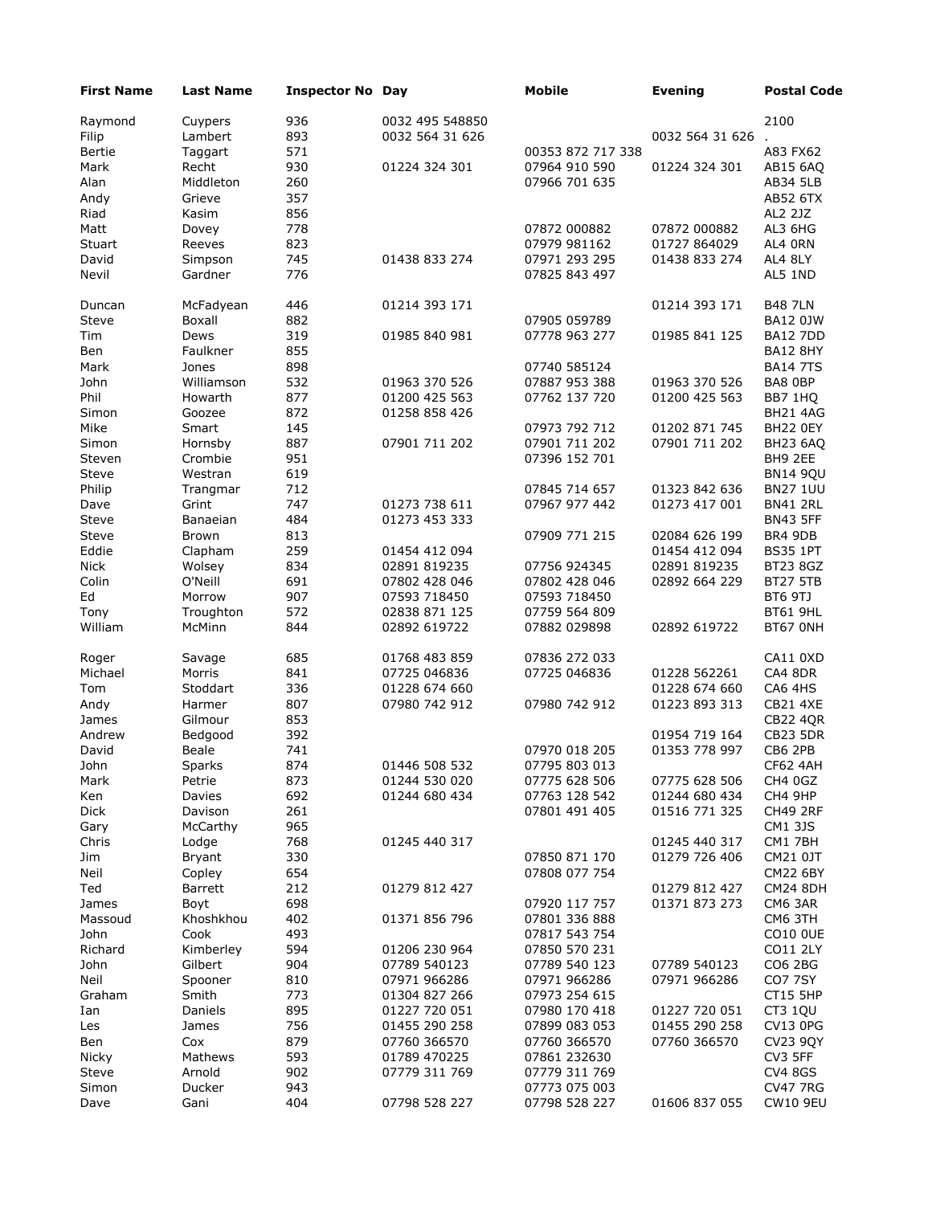| First Name | Last Name | Inspector No | Day | Mobile | Evening | Postal Code |
|---|---|---|---|---|---|---|
| Raymond | Cuypers | 936 | 0032 495 548850 | | | 2100 |
| Filip | Lambert | 893 | 0032 564 31 626 | | 0032 564 31 626 | . |
| Bertie | Taggart | 571 | | 00353 872 717 338 | | A83 FX62 |
| Mark | Recht | 930 | 01224 324 301 | 07964 910 590 | 01224 324 301 | AB15 6AQ |
| Alan | Middleton | 260 | | 07966 701 635 | | AB34 5LB |
| Andy | Grieve | 357 | | | | AB52 6TX |
| Riad | Kasim | 856 | | | | AL2 2JZ |
| Matt | Dovey | 778 | | 07872 000882 | 07872 000882 | AL3 6HG |
| Stuart | Reeves | 823 | | 07979 981162 | 01727 864029 | AL4 0RN |
| David | Simpson | 745 | 01438 833 274 | 07971 293 295 | 01438 833 274 | AL4 8LY |
| Nevil | Gardner | 776 | | 07825 843 497 | | AL5 1ND |
| | | | | | | |
| Duncan | McFadyean | 446 | 01214 393 171 | | 01214 393 171 | B48 7LN |
| Steve | Boxall | 882 | | 07905 059789 | | BA12 0JW |
| Tim | Dews | 319 | 01985 840 981 | 07778 963 277 | 01985 841 125 | BA12 7DD |
| Ben | Faulkner | 855 | | | | BA12 8HY |
| Mark | Jones | 898 | | 07740 585124 | | BA14 7TS |
| John | Williamson | 532 | 01963 370 526 | 07887 953 388 | 01963 370 526 | BA8 0BP |
| Phil | Howarth | 877 | 01200 425 563 | 07762 137 720 | 01200 425 563 | BB7 1HQ |
| Simon | Goozee | 872 | 01258 858 426 | | | BH21 4AG |
| Mike | Smart | 145 | | 07973 792 712 | 01202 871 745 | BH22 0EY |
| Simon | Hornsby | 887 | 07901 711 202 | 07901 711 202 | 07901 711 202 | BH23 6AQ |
| Steven | Crombie | 951 | | 07396 152 701 | | BH9 2EE |
| Steve | Westran | 619 | | | | BN14 9QU |
| Philip | Trangmar | 712 | | 07845 714 657 | 01323 842 636 | BN27 1UU |
| Dave | Grint | 747 | 01273 738 611 | 07967 977 442 | 01273 417 001 | BN41 2RL |
| Steve | Banaeian | 484 | 01273 453 333 | | | BN43 5FF |
| Steve | Brown | 813 | | 07909 771 215 | 02084 626 199 | BR4 9DB |
| Eddie | Clapham | 259 | 01454 412 094 | | 01454 412 094 | BS35 1PT |
| Nick | Wolsey | 834 | 02891 819235 | 07756 924345 | 02891 819235 | BT23 8GZ |
| Colin | O'Neill | 691 | 07802 428 046 | 07802 428 046 | 02892 664 229 | BT27 5TB |
| Ed | Morrow | 907 | 07593 718450 | 07593 718450 | | BT6 9TJ |
| Tony | Troughton | 572 | 02838 871 125 | 07759 564 809 | | BT61 9HL |
| William | McMinn | 844 | 02892 619722 | 07882 029898 | 02892 619722 | BT67 0NH |
| | | | | | | |
| Roger | Savage | 685 | 01768 483 859 | 07836 272 033 | | CA11 0XD |
| Michael | Morris | 841 | 07725 046836 | 07725 046836 | 01228 562261 | CA4 8DR |
| Tom | Stoddart | 336 | 01228 674 660 | | 01228 674 660 | CA6 4HS |
| Andy | Harmer | 807 | 07980 742 912 | 07980 742 912 | 01223 893 313 | CB21 4XE |
| James | Gilmour | 853 | | | | CB22 4QR |
| Andrew | Bedgood | 392 | | | 01954 719 164 | CB23 5DR |
| David | Beale | 741 | | 07970 018 205 | 01353 778 997 | CB6 2PB |
| John | Sparks | 874 | 01446 508 532 | 07795 803 013 | | CF62 4AH |
| Mark | Petrie | 873 | 01244 530 020 | 07775 628 506 | 07775 628 506 | CH4 0GZ |
| Ken | Davies | 692 | 01244 680 434 | 07763 128 542 | 01244 680 434 | CH4 9HP |
| Dick | Davison | 261 | | 07801 491 405 | 01516 771 325 | CH49 2RF |
| Gary | McCarthy | 965 | | | | CM1 3JS |
| Chris | Lodge | 768 | 01245 440 317 | | 01245 440 317 | CM1 7BH |
| Jim | Bryant | 330 | | 07850 871 170 | 01279 726 406 | CM21 0JT |
| Neil | Copley | 654 | | 07808 077 754 | | CM22 6BY |
| Ted | Barrett | 212 | 01279 812 427 | | 01279 812 427 | CM24 8DH |
| James | Boyt | 698 | | 07920 117 757 | 01371 873 273 | CM6 3AR |
| Massoud | Khoshkhou | 402 | 01371 856 796 | 07801 336 888 | | CM6 3TH |
| John | Cook | 493 | | 07817 543 754 | | CO10 0UE |
| Richard | Kimberley | 594 | 01206 230 964 | 07850 570 231 | | CO11 2LY |
| John | Gilbert | 904 | 07789 540123 | 07789 540 123 | 07789 540123 | CO6 2BG |
| Neil | Spooner | 810 | 07971 966286 | 07971 966286 | 07971 966286 | CO7 7SY |
| Graham | Smith | 773 | 01304 827 266 | 07973 254 615 | | CT15 5HP |
| Ian | Daniels | 895 | 01227 720 051 | 07980 170 418 | 01227 720 051 | CT3 1QU |
| Les | James | 756 | 01455 290 258 | 07899 083 053 | 01455 290 258 | CV13 0PG |
| Ben | Cox | 879 | 07760 366570 | 07760 366570 | 07760 366570 | CV23 9QY |
| Nicky | Mathews | 593 | 01789 470225 | 07861 232630 | | CV3 5FF |
| Steve | Arnold | 902 | 07779 311 769 | 07779 311 769 | | CV4 8GS |
| Simon | Ducker | 943 | | 07773 075 003 | | CV47 7RG |
| Dave | Gani | 404 | 07798 528 227 | 07798 528 227 | 01606 837 055 | CW10 9EU |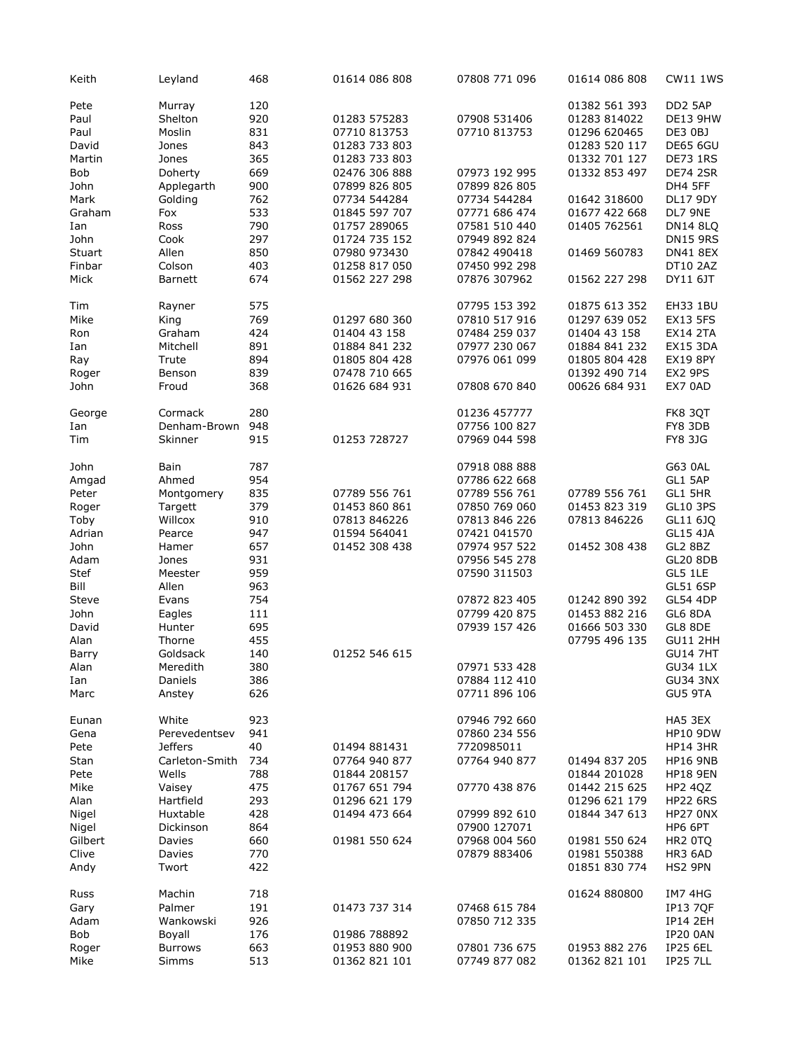| | | | | | | |
|---|---|---|---|---|---|---|
| Keith | Leyland | 468 | 01614 086 808 | 07808 771 096 | 01614 086 808 | CW11 1WS |
| Pete | Murray | 120 | | | 01382 561 393 | DD2 5AP |
| Paul | Shelton | 920 | 01283 575283 | 07908 531406 | 01283 814022 | DE13 9HW |
| Paul | Moslin | 831 | 07710 813753 | 07710 813753 | 01296 620465 | DE3 0BJ |
| David | Jones | 843 | 01283 733 803 | | 01283 520 117 | DE65 6GU |
| Martin | Jones | 365 | 01283 733 803 | | 01332 701 127 | DE73 1RS |
| Bob | Doherty | 669 | 02476 306 888 | 07973 192 995 | 01332 853 497 | DE74 2SR |
| John | Applegarth | 900 | 07899 826 805 | 07899 826 805 | | DH4 5FF |
| Mark | Golding | 762 | 07734 544284 | 07734 544284 | 01642 318600 | DL17 9DY |
| Graham | Fox | 533 | 01845 597 707 | 07771 686 474 | 01677 422 668 | DL7 9NE |
| Ian | Ross | 790 | 01757 289065 | 07581 510 440 | 01405 762561 | DN14 8LQ |
| John | Cook | 297 | 01724 735 152 | 07949 892 824 | | DN15 9RS |
| Stuart | Allen | 850 | 07980 973430 | 07842 490418 | 01469 560783 | DN41 8EX |
| Finbar | Colson | 403 | 01258 817 050 | 07450 992 298 | | DT10 2AZ |
| Mick | Barnett | 674 | 01562 227 298 | 07876 307962 | 01562 227 298 | DY11 6JT |
| Tim | Rayner | 575 | | 07795 153 392 | 01875 613 352 | EH33 1BU |
| Mike | King | 769 | 01297 680 360 | 07810 517 916 | 01297 639 052 | EX13 5FS |
| Ron | Graham | 424 | 01404 43 158 | 07484 259 037 | 01404 43 158 | EX14 2TA |
| Ian | Mitchell | 891 | 01884 841 232 | 07977 230 067 | 01884 841 232 | EX15 3DA |
| Ray | Trute | 894 | 01805 804 428 | 07976 061 099 | 01805 804 428 | EX19 8PY |
| Roger | Benson | 839 | 07478 710 665 | | 01392 490 714 | EX2 9PS |
| John | Froud | 368 | 01626 684 931 | 07808 670 840 | 00626 684 931 | EX7 0AD |
| George | Cormack | 280 | | 01236 457777 | | FK8 3QT |
| Ian | Denham-Brown | 948 | | 07756 100 827 | | FY8 3DB |
| Tim | Skinner | 915 | 01253 728727 | 07969 044 598 | | FY8 3JG |
| John | Bain | 787 | | 07918 088 888 | | G63 0AL |
| Amgad | Ahmed | 954 | | 07786 622 668 | | GL1 5AP |
| Peter | Montgomery | 835 | 07789 556 761 | 07789 556 761 | 07789 556 761 | GL1 5HR |
| Roger | Targett | 379 | 01453 860 861 | 07850 769 060 | 01453 823 319 | GL10 3PS |
| Toby | Willcox | 910 | 07813 846226 | 07813 846 226 | 07813 846226 | GL11 6JQ |
| Adrian | Pearce | 947 | 01594 564041 | 07421 041570 | | GL15 4JA |
| John | Hamer | 657 | 01452 308 438 | 07974 957 522 | 01452 308 438 | GL2 8BZ |
| Adam | Jones | 931 | | 07956 545 278 | | GL20 8DB |
| Stef | Meester | 959 | | 07590 311503 | | GL5 1LE |
| Bill | Allen | 963 | | | | GL51 6SP |
| Steve | Evans | 754 | | 07872 823 405 | 01242 890 392 | GL54 4DP |
| John | Eagles | 111 | | 07799 420 875 | 01453 882 216 | GL6 8DA |
| David | Hunter | 695 | | 07939 157 426 | 01666 503 330 | GL8 8DE |
| Alan | Thorne | 455 | | | 07795 496 135 | GU11 2HH |
| Barry | Goldsack | 140 | 01252 546 615 | | | GU14 7HT |
| Alan | Meredith | 380 | | 07971 533 428 | | GU34 1LX |
| Ian | Daniels | 386 | | 07884 112 410 | | GU34 3NX |
| Marc | Anstey | 626 | | 07711 896 106 | | GU5 9TA |
| Eunan | White | 923 | | 07946 792 660 | | HA5 3EX |
| Gena | Perevedentsev | 941 | | 07860 234 556 | | HP10 9DW |
| Pete | Jeffers | 40 | 01494 881431 | 7720985011 | | HP14 3HR |
| Stan | Carleton-Smith | 734 | 07764 940 877 | 07764 940 877 | 01494 837 205 | HP16 9NB |
| Pete | Wells | 788 | 01844 208157 | | 01844 201028 | HP18 9EN |
| Mike | Vaisey | 475 | 01767 651 794 | 07770 438 876 | 01442 215 625 | HP2 4QZ |
| Alan | Hartfield | 293 | 01296 621 179 | | 01296 621 179 | HP22 6RS |
| Nigel | Huxtable | 428 | 01494 473 664 | 07999 892 610 | 01844 347 613 | HP27 0NX |
| Nigel | Dickinson | 864 | | 07900 127071 | | HP6 6PT |
| Gilbert | Davies | 660 | 01981 550 624 | 07968 004 560 | 01981 550 624 | HR2 0TQ |
| Clive | Davies | 770 | | 07879 883406 | 01981 550388 | HR3 6AD |
| Andy | Twort | 422 | | | 01851 830 774 | HS2 9PN |
| Russ | Machin | 718 | | | 01624 880800 | IM7 4HG |
| Gary | Palmer | 191 | 01473 737 314 | 07468 615 784 | | IP13 7QF |
| Adam | Wankowski | 926 | | 07850 712 335 | | IP14 2EH |
| Bob | Boyall | 176 | 01986 788892 | | | IP20 0AN |
| Roger | Burrows | 663 | 01953 880 900 | 07801 736 675 | 01953 882 276 | IP25 6EL |
| Mike | Simms | 513 | 01362 821 101 | 07749 877 082 | 01362 821 101 | IP25 7LL |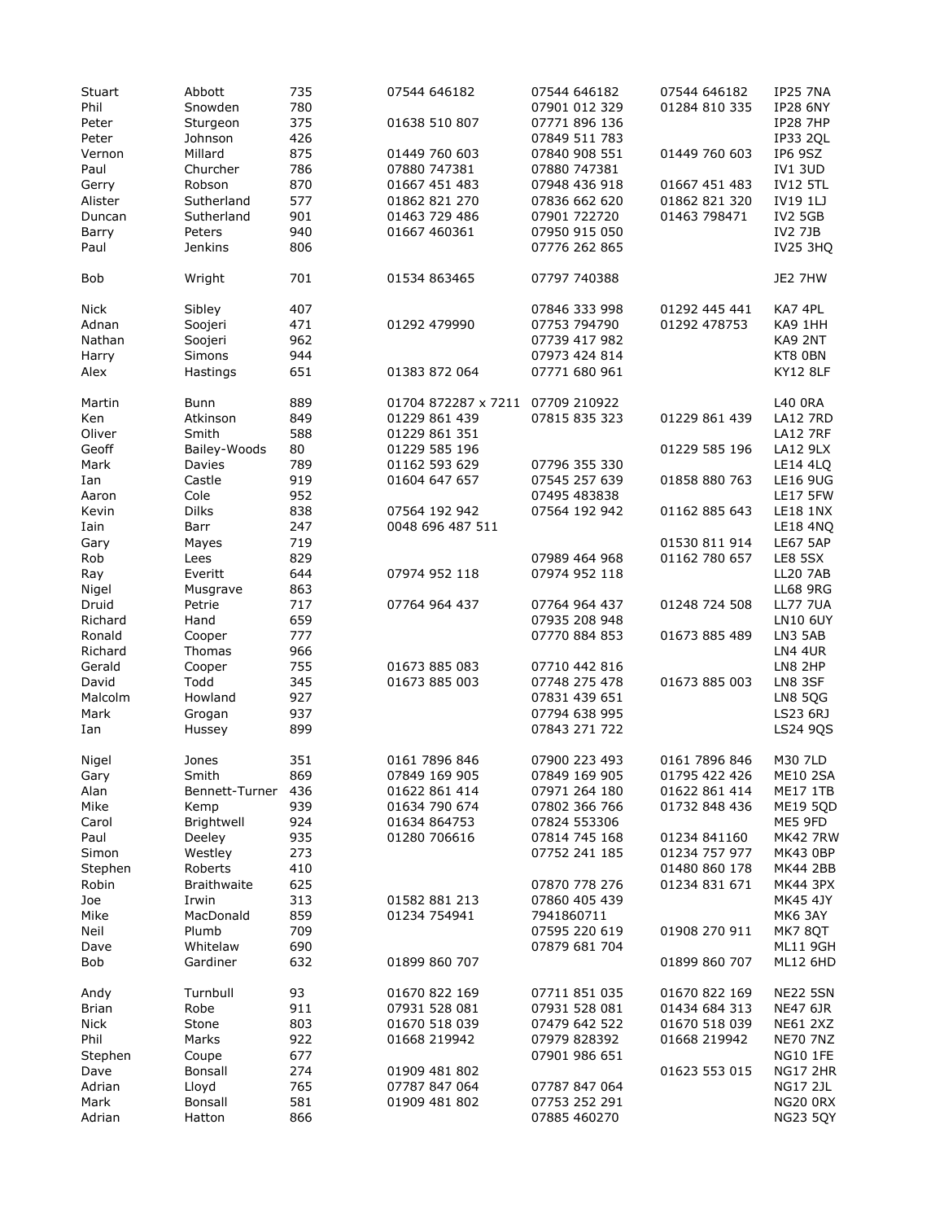| | | | | | | |
|---|---|---|---|---|---|---|
| Stuart | Abbott | 735 | 07544 646182 | 07544 646182 | 07544 646182 | IP25 7NA |
| Phil | Snowden | 780 | | 07901 012 329 | 01284 810 335 | IP28 6NY |
| Peter | Sturgeon | 375 | 01638 510 807 | 07771 896 136 | | IP28 7HP |
| Peter | Johnson | 426 | | 07849 511 783 | | IP33 2QL |
| Vernon | Millard | 875 | 01449 760 603 | 07840 908 551 | 01449 760 603 | IP6 9SZ |
| Paul | Churcher | 786 | 07880 747381 | 07880 747381 | | IV1 3UD |
| Gerry | Robson | 870 | 01667 451 483 | 07948 436 918 | 01667 451 483 | IV12 5TL |
| Alister | Sutherland | 577 | 01862 821 270 | 07836 662 620 | 01862 821 320 | IV19 1LJ |
| Duncan | Sutherland | 901 | 01463 729 486 | 07901 722720 | 01463 798471 | IV2 5GB |
| Barry | Peters | 940 | 01667 460361 | 07950 915 050 | | IV2 7JB |
| Paul | Jenkins | 806 | | 07776 262 865 | | IV25 3HQ |
| Bob | Wright | 701 | 01534 863465 | 07797 740388 | | JE2 7HW |
| Nick | Sibley | 407 | | 07846 333 998 | 01292 445 441 | KA7 4PL |
| Adnan | Soojeri | 471 | 01292 479990 | 07753 794790 | 01292 478753 | KA9 1HH |
| Nathan | Soojeri | 962 | | 07739 417 982 | | KA9 2NT |
| Harry | Simons | 944 | | 07973 424 814 | | KT8 0BN |
| Alex | Hastings | 651 | 01383 872 064 | 07771 680 961 | | KY12 8LF |
| Martin | Bunn | 889 | 01704 872287 x 7211 | 07709 210922 | | L40 0RA |
| Ken | Atkinson | 849 | 01229 861 439 | 07815 835 323 | 01229 861 439 | LA12 7RD |
| Oliver | Smith | 588 | 01229 861 351 | | | LA12 7RF |
| Geoff | Bailey-Woods | 80 | 01229 585 196 | | 01229 585 196 | LA12 9LX |
| Mark | Davies | 789 | 01162 593 629 | 07796 355 330 | | LE14 4LQ |
| Ian | Castle | 919 | 01604 647 657 | 07545 257 639 | 01858 880 763 | LE16 9UG |
| Aaron | Cole | 952 | | 07495 483838 | | LE17 5FW |
| Kevin | Dilks | 838 | 07564 192 942 | 07564 192 942 | 01162 885 643 | LE18 1NX |
| Iain | Barr | 247 | 0048 696 487 511 | | | LE18 4NQ |
| Gary | Mayes | 719 | | | 01530 811 914 | LE67 5AP |
| Rob | Lees | 829 | | 07989 464 968 | 01162 780 657 | LE8 5SX |
| Ray | Everitt | 644 | 07974 952 118 | 07974 952 118 | | LL20 7AB |
| Nigel | Musgrave | 863 | | | | LL68 9RG |
| Druid | Petrie | 717 | 07764 964 437 | 07764 964 437 | 01248 724 508 | LL77 7UA |
| Richard | Hand | 659 | | 07935 208 948 | | LN10 6UY |
| Ronald | Cooper | 777 | | 07770 884 853 | 01673 885 489 | LN3 5AB |
| Richard | Thomas | 966 | | | | LN4 4UR |
| Gerald | Cooper | 755 | 01673 885 083 | 07710 442 816 | | LN8 2HP |
| David | Todd | 345 | 01673 885 003 | 07748 275 478 | 01673 885 003 | LN8 3SF |
| Malcolm | Howland | 927 | | 07831 439 651 | | LN8 5QG |
| Mark | Grogan | 937 | | 07794 638 995 | | LS23 6RJ |
| Ian | Hussey | 899 | | 07843 271 722 | | LS24 9QS |
| Nigel | Jones | 351 | 0161 7896 846 | 07900 223 493 | 0161 7896 846 | M30 7LD |
| Gary | Smith | 869 | 07849 169 905 | 07849 169 905 | 01795 422 426 | ME10 2SA |
| Alan | Bennett-Turner | 436 | 01622 861 414 | 07971 264 180 | 01622 861 414 | ME17 1TB |
| Mike | Kemp | 939 | 01634 790 674 | 07802 366 766 | 01732 848 436 | ME19 5QD |
| Carol | Brightwell | 924 | 01634 864753 | 07824 553306 | | ME5 9FD |
| Paul | Deeley | 935 | 01280 706616 | 07814 745 168 | 01234 841160 | MK42 7RW |
| Simon | Westley | 273 | | 07752 241 185 | 01234 757 977 | MK43 0BP |
| Stephen | Roberts | 410 | | | 01480 860 178 | MK44 2BB |
| Robin | Braithwaite | 625 | | 07870 778 276 | 01234 831 671 | MK44 3PX |
| Joe | Irwin | 313 | 01582 881 213 | 07860 405 439 | | MK45 4JY |
| Mike | MacDonald | 859 | 01234 754941 | 7941860711 | | MK6 3AY |
| Neil | Plumb | 709 | | 07595 220 619 | 01908 270 911 | MK7 8QT |
| Dave | Whitelaw | 690 | | 07879 681 704 | | ML11 9GH |
| Bob | Gardiner | 632 | 01899 860 707 | | 01899 860 707 | ML12 6HD |
| Andy | Turnbull | 93 | 01670 822 169 | 07711 851 035 | 01670 822 169 | NE22 5SN |
| Brian | Robe | 911 | 07931 528 081 | 07931 528 081 | 01434 684 313 | NE47 6JR |
| Nick | Stone | 803 | 01670 518 039 | 07479 642 522 | 01670 518 039 | NE61 2XZ |
| Phil | Marks | 922 | 01668 219942 | 07979 828392 | 01668 219942 | NE70 7NZ |
| Stephen | Coupe | 677 | | 07901 986 651 | | NG10 1FE |
| Dave | Bonsall | 274 | 01909 481 802 | | 01623 553 015 | NG17 2HR |
| Adrian | Lloyd | 765 | 07787 847 064 | 07787 847 064 | | NG17 2JL |
| Mark | Bonsall | 581 | 01909 481 802 | 07753 252 291 | | NG20 0RX |
| Adrian | Hatton | 866 | | 07885 460270 | | NG23 5QY |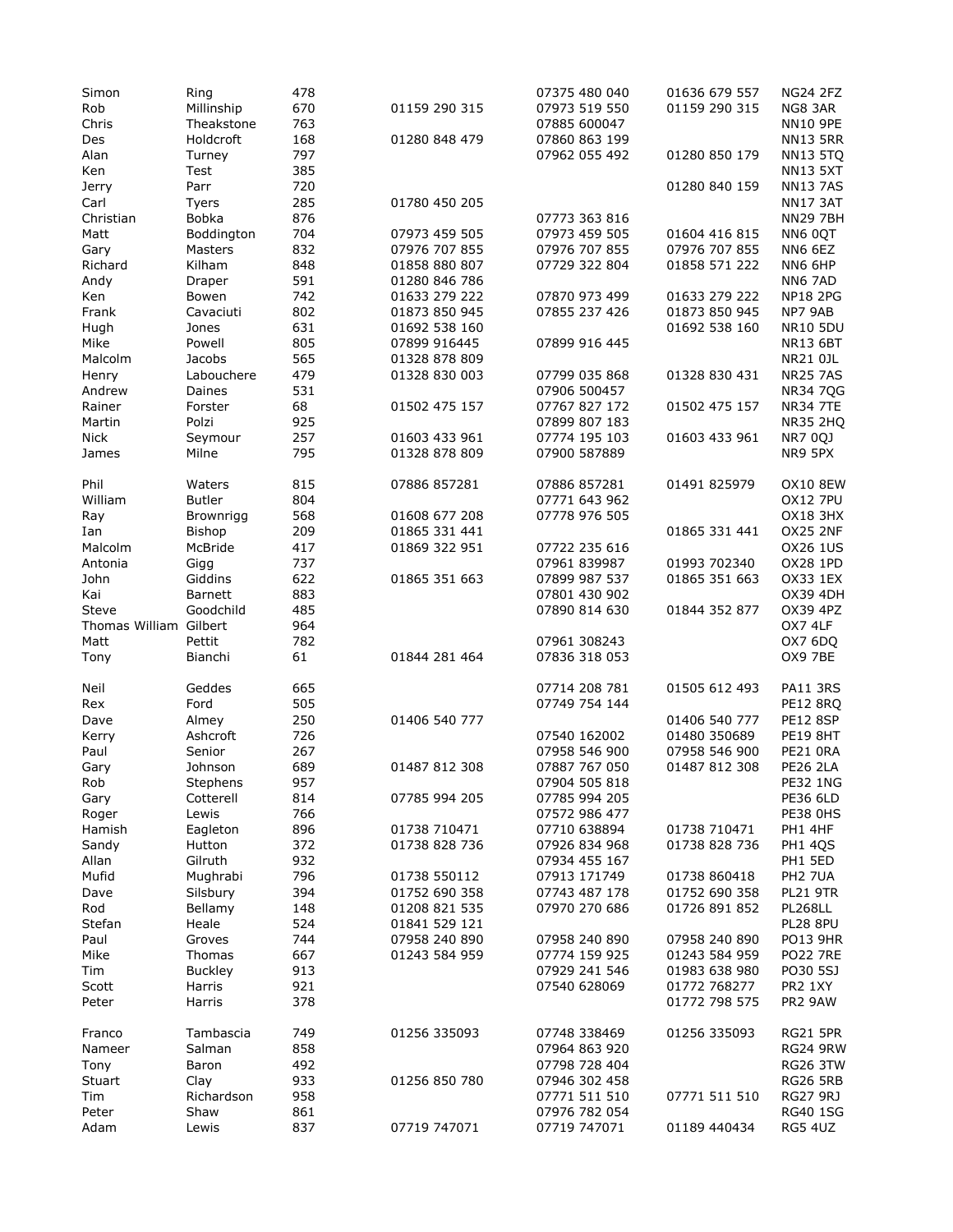| | | | | | | |
|---|---|---|---|---|---|---|
| Simon | Ring | 478 | | 07375 480 040 | 01636 679 557 | NG24 2FZ |
| Rob | Millinship | 670 | 01159 290 315 | 07973 519 550 | 01159 290 315 | NG8 3AR |
| Chris | Theakstone | 763 | | 07885 600047 | | NN10 9PE |
| Des | Holdcroft | 168 | 01280 848 479 | 07860 863 199 | | NN13 5RR |
| Alan | Turney | 797 | | 07962 055 492 | 01280 850 179 | NN13 5TQ |
| Ken | Test | 385 | | | | NN13 5XT |
| Jerry | Parr | 720 | | | 01280 840 159 | NN13 7AS |
| Carl | Tyers | 285 | 01780 450 205 | | | NN17 3AT |
| Christian | Bobka | 876 | | 07773 363 816 | | NN29 7BH |
| Matt | Boddington | 704 | 07973 459 505 | 07973 459 505 | 01604 416 815 | NN6 0QT |
| Gary | Masters | 832 | 07976 707 855 | 07976 707 855 | 07976 707 855 | NN6 6EZ |
| Richard | Kilham | 848 | 01858 880 807 | 07729 322 804 | 01858 571 222 | NN6 6HP |
| Andy | Draper | 591 | 01280 846 786 | | | NN6 7AD |
| Ken | Bowen | 742 | 01633 279 222 | 07870 973 499 | 01633 279 222 | NP18 2PG |
| Frank | Cavaciuti | 802 | 01873 850 945 | 07855 237 426 | 01873 850 945 | NP7 9AB |
| Hugh | Jones | 631 | 01692 538 160 | | 01692 538 160 | NR10 5DU |
| Mike | Powell | 805 | 07899 916445 | 07899 916 445 | | NR13 6BT |
| Malcolm | Jacobs | 565 | 01328 878 809 | | | NR21 0JL |
| Henry | Labouchere | 479 | 01328 830 003 | 07799 035 868 | 01328 830 431 | NR25 7AS |
| Andrew | Daines | 531 | | 07906 500457 | | NR34 7QG |
| Rainer | Forster | 68 | 01502 475 157 | 07767 827 172 | 01502 475 157 | NR34 7TE |
| Martin | Polzi | 925 | | 07899 807 183 | | NR35 2HQ |
| Nick | Seymour | 257 | 01603 433 961 | 07774 195 103 | 01603 433 961 | NR7 0QJ |
| James | Milne | 795 | 01328 878 809 | 07900 587889 | | NR9 5PX |
| | | | | | | |
| Phil | Waters | 815 | 07886 857281 | 07886 857281 | 01491 825979 | OX10 8EW |
| William | Butler | 804 | | 07771 643 962 | | OX12 7PU |
| Ray | Brownrigg | 568 | 01608 677 208 | 07778 976 505 | | OX18 3HX |
| Ian | Bishop | 209 | 01865 331 441 | | 01865 331 441 | OX25 2NF |
| Malcolm | McBride | 417 | 01869 322 951 | 07722 235 616 | | OX26 1US |
| Antonia | Gigg | 737 | | 07961 839987 | 01993 702340 | OX28 1PD |
| John | Giddins | 622 | 01865 351 663 | 07899 987 537 | 01865 351 663 | OX33 1EX |
| Kai | Barnett | 883 | | 07801 430 902 | | OX39 4DH |
| Steve | Goodchild | 485 | | 07890 814 630 | 01844 352 877 | OX39 4PZ |
| Thomas William | Gilbert | 964 | | | | OX7 4LF |
| Matt | Pettit | 782 | | 07961 308243 | | OX7 6DQ |
| Tony | Bianchi | 61 | 01844 281 464 | 07836 318 053 | | OX9 7BE |
| | | | | | | |
| Neil | Geddes | 665 | | 07714 208 781 | 01505 612 493 | PA11 3RS |
| Rex | Ford | 505 | | 07749 754 144 | | PE12 8RQ |
| Dave | Almey | 250 | 01406 540 777 | | 01406 540 777 | PE12 8SP |
| Kerry | Ashcroft | 726 | | 07540 162002 | 01480 350689 | PE19 8HT |
| Paul | Senior | 267 | | 07958 546 900 | 07958 546 900 | PE21 0RA |
| Gary | Johnson | 689 | 01487 812 308 | 07887 767 050 | 01487 812 308 | PE26 2LA |
| Rob | Stephens | 957 | | 07904 505 818 | | PE32 1NG |
| Gary | Cotterell | 814 | 07785 994 205 | 07785 994 205 | | PE36 6LD |
| Roger | Lewis | 766 | | 07572 986 477 | | PE38 0HS |
| Hamish | Eagleton | 896 | 01738 710471 | 07710 638894 | 01738 710471 | PH1 4HF |
| Sandy | Hutton | 372 | 01738 828 736 | 07926 834 968 | 01738 828 736 | PH1 4QS |
| Allan | Gilruth | 932 | | 07934 455 167 | | PH1 5ED |
| Mufid | Mughrabi | 796 | 01738 550112 | 07913 171749 | 01738 860418 | PH2 7UA |
| Dave | Silsbury | 394 | 01752 690 358 | 07743 487 178 | 01752 690 358 | PL21 9TR |
| Rod | Bellamy | 148 | 01208 821 535 | 07970 270 686 | 01726 891 852 | PL268LL |
| Stefan | Heale | 524 | 01841 529 121 | | | PL28 8PU |
| Paul | Groves | 744 | 07958 240 890 | 07958 240 890 | 07958 240 890 | PO13 9HR |
| Mike | Thomas | 667 | 01243 584 959 | 07774 159 925 | 01243 584 959 | PO22 7RE |
| Tim | Buckley | 913 | | 07929 241 546 | 01983 638 980 | PO30 5SJ |
| Scott | Harris | 921 | | 07540 628069 | 01772 768277 | PR2 1XY |
| Peter | Harris | 378 | | | 01772 798 575 | PR2 9AW |
| | | | | | | |
| Franco | Tambascia | 749 | 01256 335093 | 07748 338469 | 01256 335093 | RG21 5PR |
| Nameer | Salman | 858 | | 07964 863 920 | | RG24 9RW |
| Tony | Baron | 492 | | 07798 728 404 | | RG26 3TW |
| Stuart | Clay | 933 | 01256 850 780 | 07946 302 458 | | RG26 5RB |
| Tim | Richardson | 958 | | 07771 511 510 | 07771 511 510 | RG27 9RJ |
| Peter | Shaw | 861 | | 07976 782 054 | | RG40 1SG |
| Adam | Lewis | 837 | 07719 747071 | 07719 747071 | 01189 440434 | RG5 4UZ |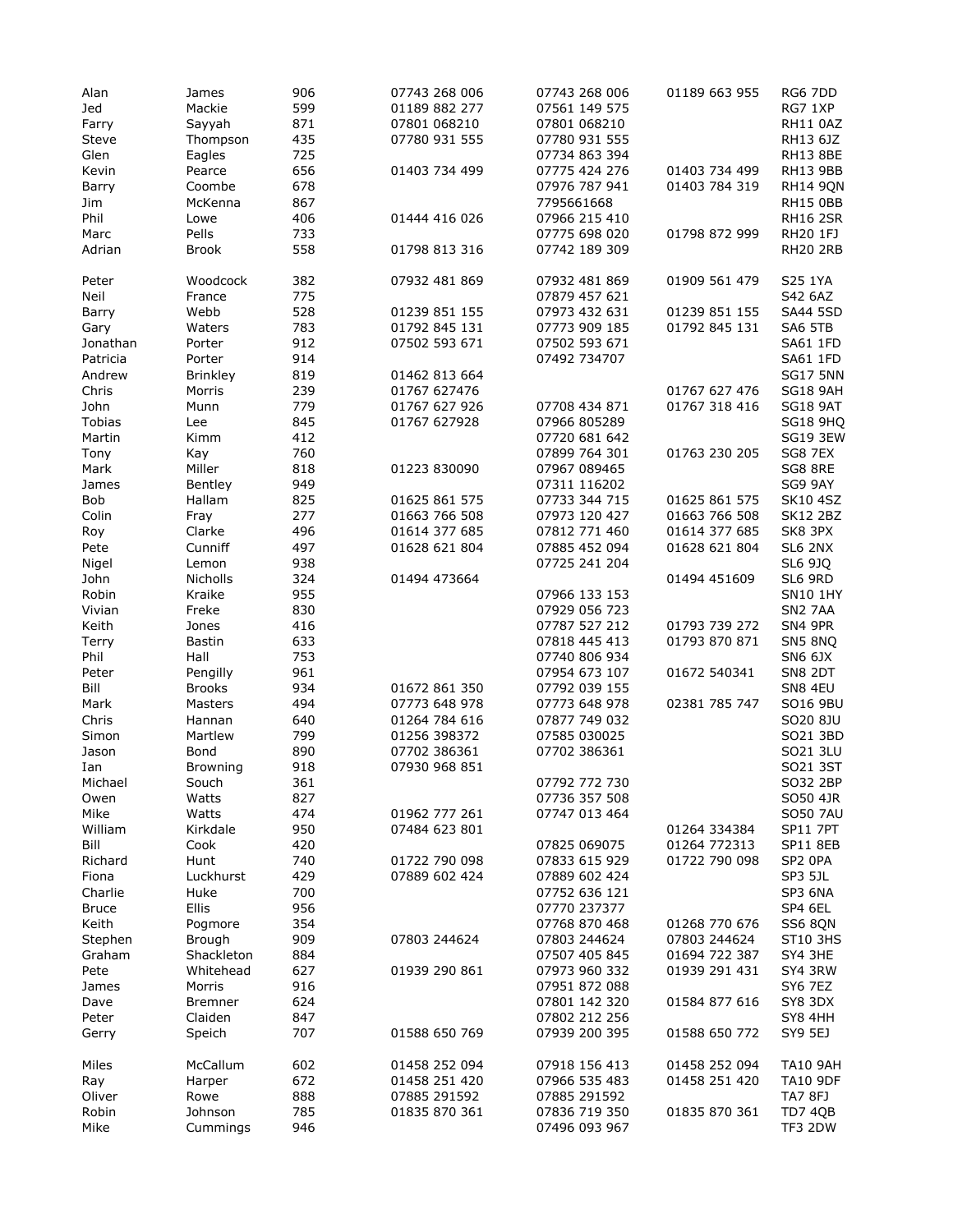| | | | | | | |
|---|---|---|---|---|---|---|
| Alan | James | 906 | 07743 268 006 | 07743 268 006 | 01189 663 955 | RG6 7DD |
| Jed | Mackie | 599 | 01189 882 277 | 07561 149 575 | | RG7 1XP |
| Farry | Sayyah | 871 | 07801 068210 | 07801 068210 | | RH11 0AZ |
| Steve | Thompson | 435 | 07780 931 555 | 07780 931 555 | | RH13 6JZ |
| Glen | Eagles | 725 | | 07734 863 394 | | RH13 8BE |
| Kevin | Pearce | 656 | 01403 734 499 | 07775 424 276 | 01403 734 499 | RH13 9BB |
| Barry | Coombe | 678 | | 07976 787 941 | 01403 784 319 | RH14 9QN |
| Jim | McKenna | 867 | | 7795661668 | | RH15 0BB |
| Phil | Lowe | 406 | 01444 416 026 | 07966 215 410 | | RH16 2SR |
| Marc | Pells | 733 | | 07775 698 020 | 01798 872 999 | RH20 1FJ |
| Adrian | Brook | 558 | 01798 813 316 | 07742 189 309 | | RH20 2RB |
| | | | | | | |
| Peter | Woodcock | 382 | 07932 481 869 | 07932 481 869 | 01909 561 479 | S25 1YA |
| Neil | France | 775 | | 07879 457 621 | | S42 6AZ |
| Barry | Webb | 528 | 01239 851 155 | 07973 432 631 | 01239 851 155 | SA44 5SD |
| Gary | Waters | 783 | 01792 845 131 | 07773 909 185 | 01792 845 131 | SA6 5TB |
| Jonathan | Porter | 912 | 07502 593 671 | 07502 593 671 | | SA61 1FD |
| Patricia | Porter | 914 | | 07492 734707 | | SA61 1FD |
| Andrew | Brinkley | 819 | 01462 813 664 | | | SG17 5NN |
| Chris | Morris | 239 | 01767 627476 | | 01767 627 476 | SG18 9AH |
| John | Munn | 779 | 01767 627 926 | 07708 434 871 | 01767 318 416 | SG18 9AT |
| Tobias | Lee | 845 | 01767 627928 | 07966 805289 | | SG18 9HQ |
| Martin | Kimm | 412 | | 07720 681 642 | | SG19 3EW |
| Tony | Kay | 760 | | 07899 764 301 | 01763 230 205 | SG8 7EX |
| Mark | Miller | 818 | 01223 830090 | 07967 089465 | | SG8 8RE |
| James | Bentley | 949 | | 07311 116202 | | SG9 9AY |
| Bob | Hallam | 825 | 01625 861 575 | 07733 344 715 | 01625 861 575 | SK10 4SZ |
| Colin | Fray | 277 | 01663 766 508 | 07973 120 427 | 01663 766 508 | SK12 2BZ |
| Roy | Clarke | 496 | 01614 377 685 | 07812 771 460 | 01614 377 685 | SK8 3PX |
| Pete | Cunniff | 497 | 01628 621 804 | 07885 452 094 | 01628 621 804 | SL6 2NX |
| Nigel | Lemon | 938 | | 07725 241 204 | | SL6 9JQ |
| John | Nicholls | 324 | 01494 473664 | | 01494 451609 | SL6 9RD |
| Robin | Kraike | 955 | | 07966 133 153 | | SN10 1HY |
| Vivian | Freke | 830 | | 07929 056 723 | | SN2 7AA |
| Keith | Jones | 416 | | 07787 527 212 | 01793 739 272 | SN4 9PR |
| Terry | Bastin | 633 | | 07818 445 413 | 01793 870 871 | SN5 8NQ |
| Phil | Hall | 753 | | 07740 806 934 | | SN6 6JX |
| Peter | Pengilly | 961 | | 07954 673 107 | 01672 540341 | SN8 2DT |
| Bill | Brooks | 934 | 01672 861 350 | 07792 039 155 | | SN8 4EU |
| Mark | Masters | 494 | 07773 648 978 | 07773 648 978 | 02381 785 747 | SO16 9BU |
| Chris | Hannan | 640 | 01264 784 616 | 07877 749 032 | | SO20 8JU |
| Simon | Martlew | 799 | 01256 398372 | 07585 030025 | | SO21 3BD |
| Jason | Bond | 890 | 07702 386361 | 07702 386361 | | SO21 3LU |
| Ian | Browning | 918 | 07930 968 851 | | | SO21 3ST |
| Michael | Souch | 361 | | 07792 772 730 | | SO32 2BP |
| Owen | Watts | 827 | | 07736 357 508 | | SO50 4JR |
| Mike | Watts | 474 | 01962 777 261 | 07747 013 464 | | SO50 7AU |
| William | Kirkdale | 950 | 07484 623 801 | | 01264 334384 | SP11 7PT |
| Bill | Cook | 420 | | 07825 069075 | 01264 772313 | SP11 8EB |
| Richard | Hunt | 740 | 01722 790 098 | 07833 615 929 | 01722 790 098 | SP2 0PA |
| Fiona | Luckhurst | 429 | 07889 602 424 | 07889 602 424 | | SP3 5JL |
| Charlie | Huke | 700 | | 07752 636 121 | | SP3 6NA |
| Bruce | Ellis | 956 | | 07770 237377 | | SP4 6EL |
| Keith | Pogmore | 354 | | 07768 870 468 | 01268 770 676 | SS6 8QN |
| Stephen | Brough | 909 | 07803 244624 | 07803 244624 | 07803 244624 | ST10 3HS |
| Graham | Shackleton | 884 | | 07507 405 845 | 01694 722 387 | SY4 3HE |
| Pete | Whitehead | 627 | 01939 290 861 | 07973 960 332 | 01939 291 431 | SY4 3RW |
| James | Morris | 916 | | 07951 872 088 | | SY6 7EZ |
| Dave | Bremner | 624 | | 07801 142 320 | 01584 877 616 | SY8 3DX |
| Peter | Claiden | 847 | | 07802 212 256 | | SY8 4HH |
| Gerry | Speich | 707 | 01588 650 769 | 07939 200 395 | 01588 650 772 | SY9 5EJ |
| | | | | | | |
| Miles | McCallum | 602 | 01458 252 094 | 07918 156 413 | 01458 252 094 | TA10 9AH |
| Ray | Harper | 672 | 01458 251 420 | 07966 535 483 | 01458 251 420 | TA10 9DF |
| Oliver | Rowe | 888 | 07885 291592 | 07885 291592 | | TA7 8FJ |
| Robin | Johnson | 785 | 01835 870 361 | 07836 719 350 | 01835 870 361 | TD7 4QB |
| Mike | Cummings | 946 | | 07496 093 967 | | TF3 2DW |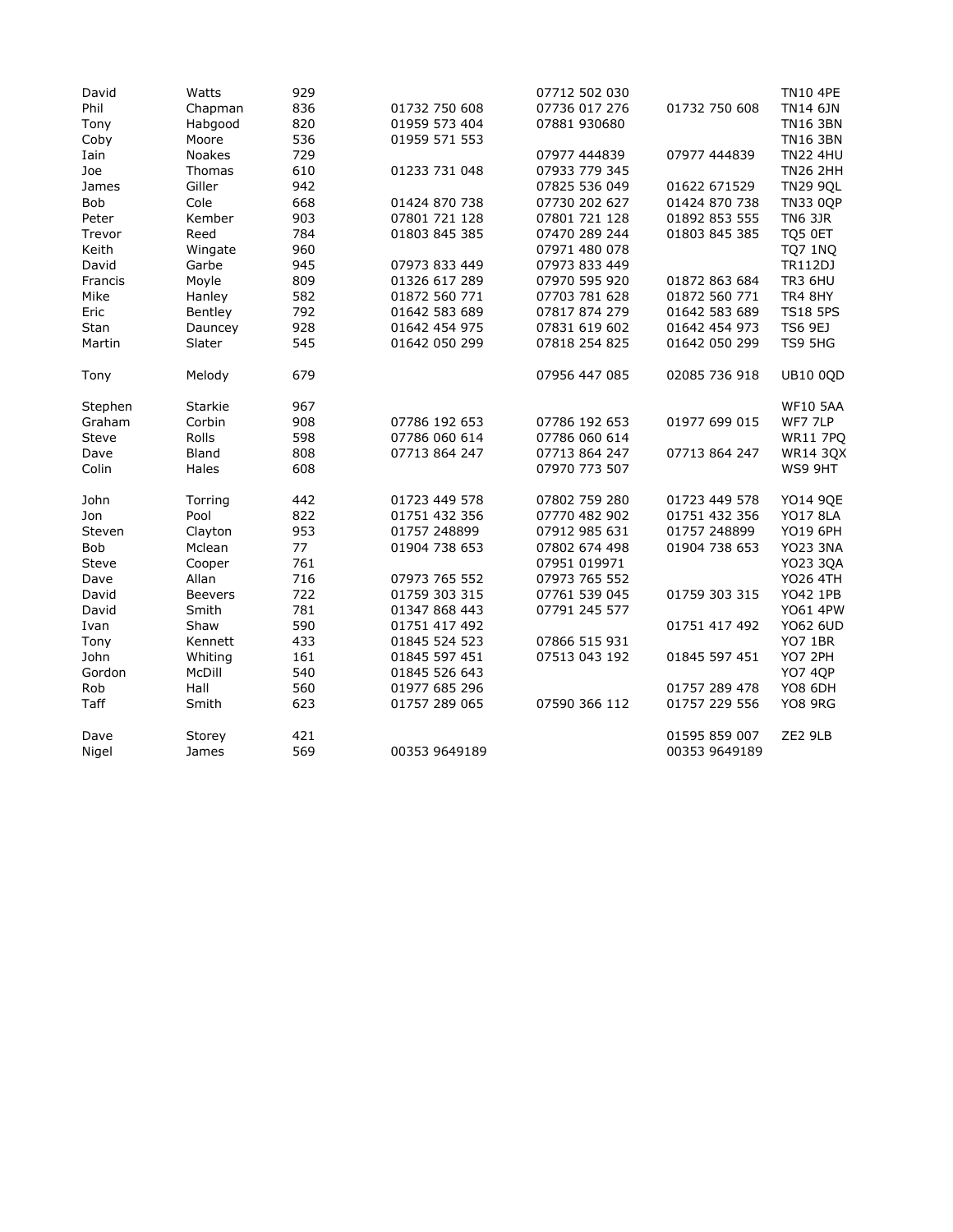| | | | | | | |
|---|---|---|---|---|---|---|
| David | Watts | 929 | | 07712 502 030 | | TN10 4PE |
| Phil | Chapman | 836 | 01732 750 608 | 07736 017 276 | 01732 750 608 | TN14 6JN |
| Tony | Habgood | 820 | 01959 573 404 | 07881 930680 | | TN16 3BN |
| Coby | Moore | 536 | 01959 571 553 | | | TN16 3BN |
| Iain | Noakes | 729 | | 07977 444839 | 07977 444839 | TN22 4HU |
| Joe | Thomas | 610 | 01233 731 048 | 07933 779 345 | | TN26 2HH |
| James | Giller | 942 | | 07825 536 049 | 01622 671529 | TN29 9QL |
| Bob | Cole | 668 | 01424 870 738 | 07730 202 627 | 01424 870 738 | TN33 0QP |
| Peter | Kember | 903 | 07801 721 128 | 07801 721 128 | 01892 853 555 | TN6 3JR |
| Trevor | Reed | 784 | 01803 845 385 | 07470 289 244 | 01803 845 385 | TQ5 0ET |
| Keith | Wingate | 960 | | 07971 480 078 | | TQ7 1NQ |
| David | Garbe | 945 | 07973 833 449 | 07973 833 449 | | TR112DJ |
| Francis | Moyle | 809 | 01326 617 289 | 07970 595 920 | 01872 863 684 | TR3 6HU |
| Mike | Hanley | 582 | 01872 560 771 | 07703 781 628 | 01872 560 771 | TR4 8HY |
| Eric | Bentley | 792 | 01642 583 689 | 07817 874 279 | 01642 583 689 | TS18 5PS |
| Stan | Dauncey | 928 | 01642 454 975 | 07831 619 602 | 01642 454 973 | TS6 9EJ |
| Martin | Slater | 545 | 01642 050 299 | 07818 254 825 | 01642 050 299 | TS9 5HG |
| Tony | Melody | 679 | | 07956 447 085 | 02085 736 918 | UB10 0QD |
| Stephen | Starkie | 967 | | | | WF10 5AA |
| Graham | Corbin | 908 | 07786 192 653 | 07786 192 653 | 01977 699 015 | WF7 7LP |
| Steve | Rolls | 598 | 07786 060 614 | 07786 060 614 | | WR11 7PQ |
| Dave | Bland | 808 | 07713 864 247 | 07713 864 247 | 07713 864 247 | WR14 3QX |
| Colin | Hales | 608 | | 07970 773 507 | | WS9 9HT |
| John | Torring | 442 | 01723 449 578 | 07802 759 280 | 01723 449 578 | YO14 9QE |
| Jon | Pool | 822 | 01751 432 356 | 07770 482 902 | 01751 432 356 | YO17 8LA |
| Steven | Clayton | 953 | 01757 248899 | 07912 985 631 | 01757 248899 | YO19 6PH |
| Bob | Mclean | 77 | 01904 738 653 | 07802 674 498 | 01904 738 653 | YO23 3NA |
| Steve | Cooper | 761 | | 07951 019971 | | YO23 3QA |
| Dave | Allan | 716 | 07973 765 552 | 07973 765 552 | | YO26 4TH |
| David | Beevers | 722 | 01759 303 315 | 07761 539 045 | 01759 303 315 | YO42 1PB |
| David | Smith | 781 | 01347 868 443 | 07791 245 577 | | YO61 4PW |
| Ivan | Shaw | 590 | 01751 417 492 | | 01751 417 492 | YO62 6UD |
| Tony | Kennett | 433 | 01845 524 523 | 07866 515 931 | | YO7 1BR |
| John | Whiting | 161 | 01845 597 451 | 07513 043 192 | 01845 597 451 | YO7 2PH |
| Gordon | McDill | 540 | 01845 526 643 | | | YO7 4QP |
| Rob | Hall | 560 | 01977 685 296 | | 01757 289 478 | YO8 6DH |
| Taff | Smith | 623 | 01757 289 065 | 07590 366 112 | 01757 229 556 | YO8 9RG |
| Dave | Storey | 421 | | | 01595 859 007 | ZE2 9LB |
| Nigel | James | 569 | 00353 9649189 | | 00353 9649189 | |